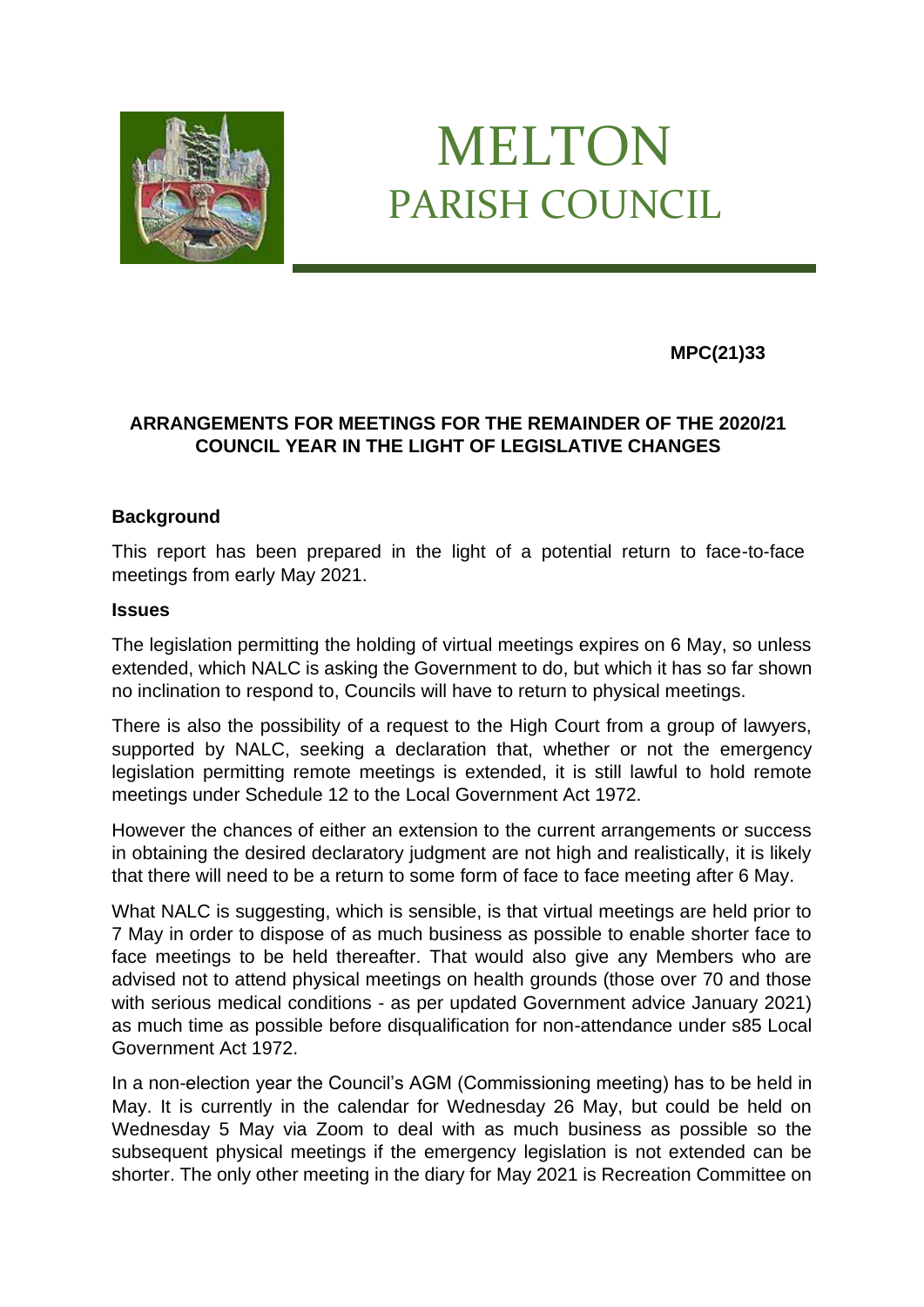# MELTON
## PARISH COUNCIL

**MPC(21)33**

**ARRANGEMENTS FOR MEETINGS FOR THE REMAINDER OF THE 2020/21 COUNCIL YEAR IN THE LIGHT OF LEGISLATIVE CHANGES**

**Background**

This report has been prepared in the light of a potential return to face-to-face meetings from early May 2021.

**Issues**

The legislation permitting the holding of virtual meetings expires on 6 May, so unless extended, which NALC is asking the Government to do, but which it has so far shown no inclination to respond to, Councils will have to return to physical meetings.

There is also the possibility of a request to the High Court from a group of lawyers, supported by NALC, seeking a declaration that, whether or not the emergency legislation permitting remote meetings is extended, it is still lawful to hold remote meetings under Schedule 12 to the Local Government Act 1972.

However the chances of either an extension to the current arrangements or success in obtaining the desired declaratory judgment are not high and realistically, it is likely that there will need to be a return to some form of face to face meeting after 6 May.

What NALC is suggesting, which is sensible, is that virtual meetings are held prior to 7 May in order to dispose of as much business as possible to enable shorter face to face meetings to be held thereafter. That would also give any Members who are advised not to attend physical meetings on health grounds (those over 70 and those with serious medical conditions - as per updated Government advice January 2021) as much time as possible before disqualification for non-attendance under s85 Local Government Act 1972.

In a non-election year the Council's AGM (Commissioning meeting) has to be held in May. It is currently in the calendar for Wednesday 26 May, but could be held on Wednesday 5 May via Zoom to deal with as much business as possible so the subsequent physical meetings if the emergency legislation is not extended can be shorter. The only other meeting in the diary for May 2021 is Recreation Committee on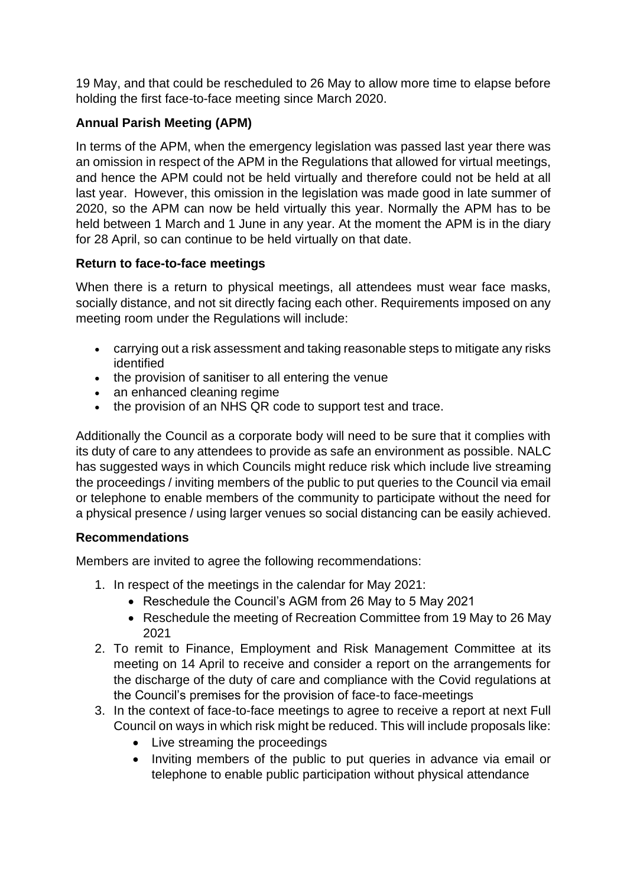19 May, and that could be rescheduled to 26 May to allow more time to elapse before holding the first face-to-face meeting since March 2020.

**Annual Parish Meeting (APM)**

In terms of the APM, when the emergency legislation was passed last year there was an omission in respect of the APM in the Regulations that allowed for virtual meetings, and hence the APM could not be held virtually and therefore could not be held at all last year. However, this omission in the legislation was made good in late summer of 2020, so the APM can now be held virtually this year. Normally the APM has to be held between 1 March and 1 June in any year. At the moment the APM is in the diary for 28 April, so can continue to be held virtually on that date.

**Return to face-to-face meetings**

When there is a return to physical meetings, all attendees must wear face masks, socially distance, and not sit directly facing each other. Requirements imposed on any meeting room under the Regulations will include:

- carrying out a risk assessment and taking reasonable steps to mitigate any risks identified
- the provision of sanitiser to all entering the venue
- an enhanced cleaning regime
- the provision of an NHS QR code to support test and trace.

Additionally the Council as a corporate body will need to be sure that it complies with its duty of care to any attendees to provide as safe an environment as possible. NALC has suggested ways in which Councils might reduce risk which include live streaming the proceedings / inviting members of the public to put queries to the Council via email or telephone to enable members of the community to participate without the need for a physical presence / using larger venues so social distancing can be easily achieved.

**Recommendations**

Members are invited to agree the following recommendations:

1. In respect of the meetings in the calendar for May 2021:
   - Reschedule the Council's AGM from 26 May to 5 May 2021
   - Reschedule the meeting of Recreation Committee from 19 May to 26 May 2021
2. To remit to Finance, Employment and Risk Management Committee at its meeting on 14 April to receive and consider a report on the arrangements for the discharge of the duty of care and compliance with the Covid regulations at the Council's premises for the provision of face-to face-meetings
3. In the context of face-to-face meetings to agree to receive a report at next Full Council on ways in which risk might be reduced. This will include proposals like:
   - Live streaming the proceedings
   - Inviting members of the public to put queries in advance via email or telephone to enable public participation without physical attendance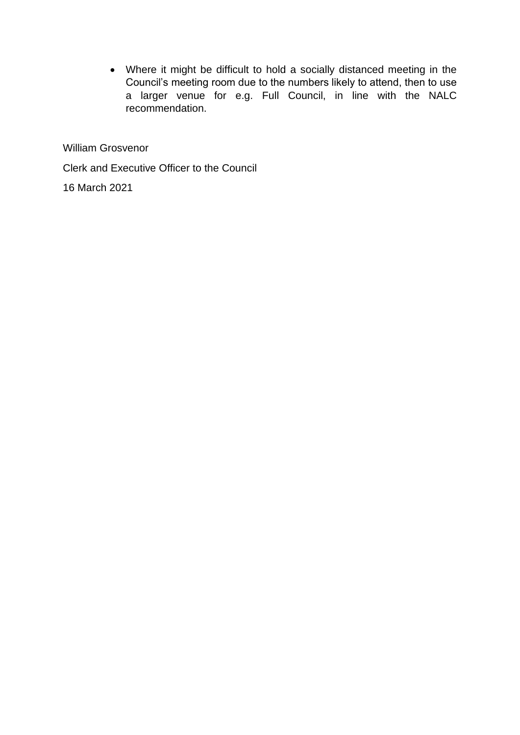- Where it might be difficult to hold a socially distanced meeting in the Council's meeting room due to the numbers likely to attend, then to use a larger venue for e.g. Full Council, in line with the NALC recommendation.

William Grosvenor

Clerk and Executive Officer to the Council

16 March 2021